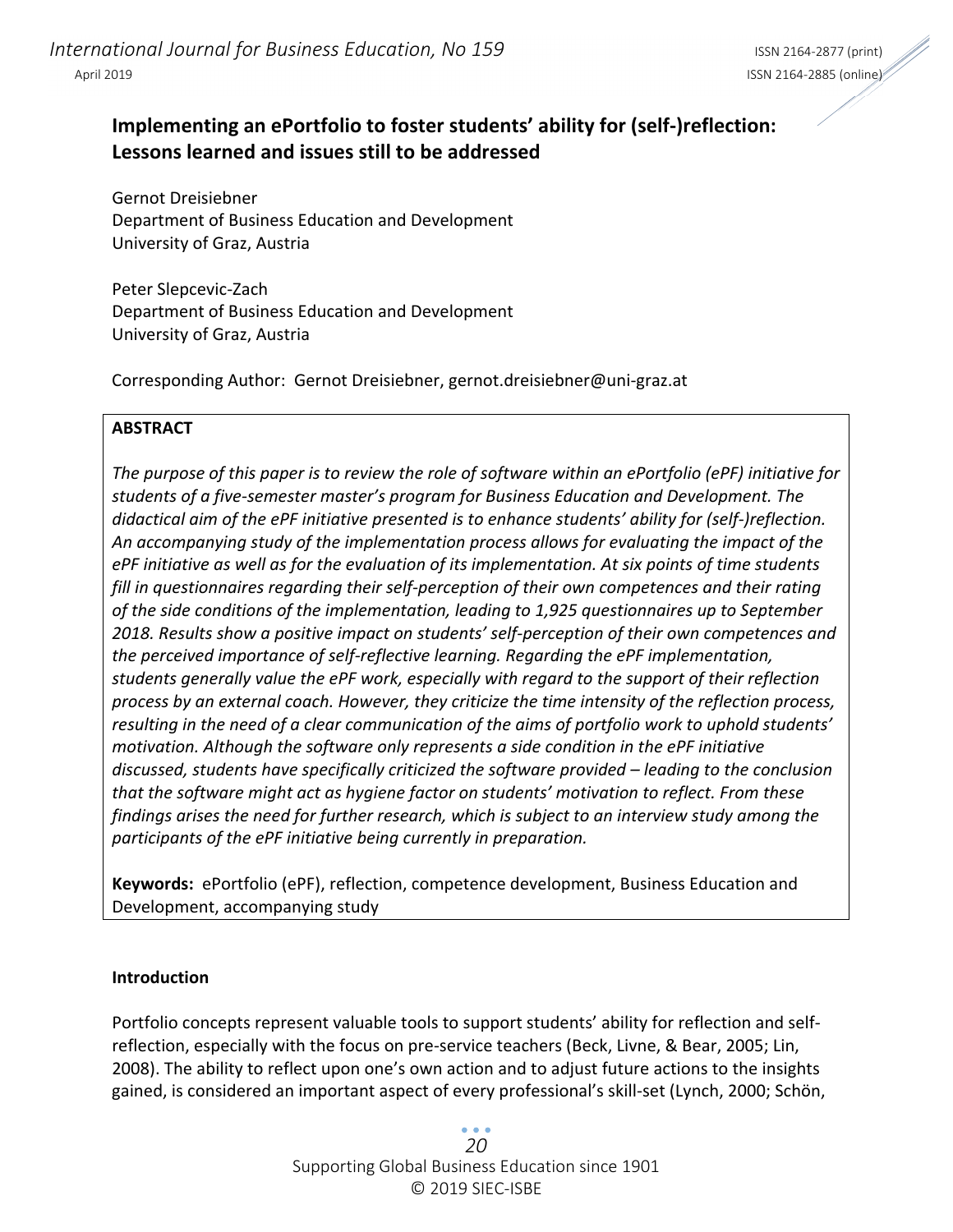# Implementing an ePortfolio to foster students' ability for (self-)reflection: Lessons learned and issues still to be addressed

Gernot Dreisiebner
Department of Business Education and Development
University of Graz, Austria

Peter Slepcevic-Zach
Department of Business Education and Development
University of Graz, Austria

Corresponding Author: Gernot Dreisiebner, gernot.dreisiebner@uni-graz.at

**ABSTRACT**

*The purpose of this paper is to review the role of software within an ePortfolio (ePF) initiative for students of a five-semester master's program for Business Education and Development. The didactical aim of the ePF initiative presented is to enhance students' ability for (self-)reflection. An accompanying study of the implementation process allows for evaluating the impact of the ePF initiative as well as for the evaluation of its implementation. At six points of time students fill in questionnaires regarding their self-perception of their own competences and their rating of the side conditions of the implementation, leading to 1,925 questionnaires up to September 2018. Results show a positive impact on students' self-perception of their own competences and the perceived importance of self-reflective learning. Regarding the ePF implementation, students generally value the ePF work, especially with regard to the support of their reflection process by an external coach. However, they criticize the time intensity of the reflection process, resulting in the need of a clear communication of the aims of portfolio work to uphold students' motivation. Although the software only represents a side condition in the ePF initiative discussed, students have specifically criticized the software provided – leading to the conclusion that the software might act as hygiene factor on students' motivation to reflect. From these findings arises the need for further research, which is subject to an interview study among the participants of the ePF initiative being currently in preparation.*

**Keywords:** ePortfolio (ePF), reflection, competence development, Business Education and Development, accompanying study

## Introduction

Portfolio concepts represent valuable tools to support students' ability for reflection and self-reflection, especially with the focus on pre-service teachers (Beck, Livne, & Bear, 2005; Lin, 2008). The ability to reflect upon one's own action and to adjust future actions to the insights gained, is considered an important aspect of every professional's skill-set (Lynch, 2000; Schön,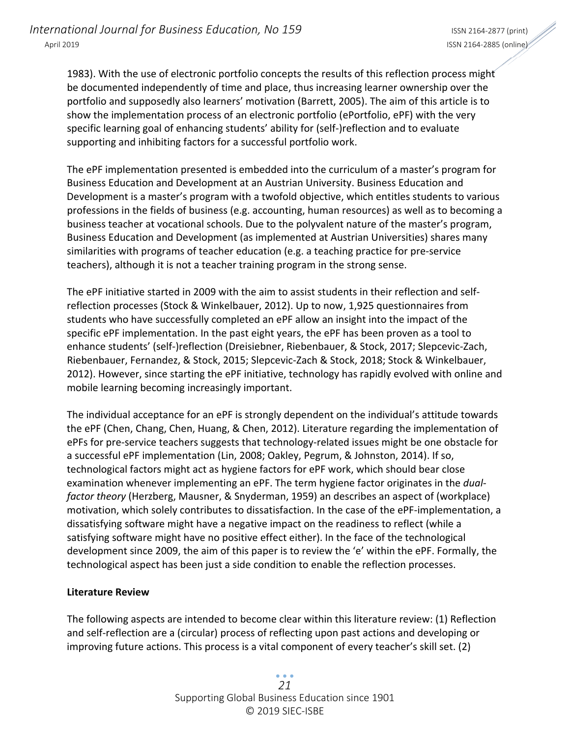1983). With the use of electronic portfolio concepts the results of this reflection process might be documented independently of time and place, thus increasing learner ownership over the portfolio and supposedly also learners' motivation (Barrett, 2005). The aim of this article is to show the implementation process of an electronic portfolio (ePortfolio, ePF) with the very specific learning goal of enhancing students' ability for (self-)reflection and to evaluate supporting and inhibiting factors for a successful portfolio work.

The ePF implementation presented is embedded into the curriculum of a master's program for Business Education and Development at an Austrian University. Business Education and Development is a master's program with a twofold objective, which entitles students to various professions in the fields of business (e.g. accounting, human resources) as well as to becoming a business teacher at vocational schools. Due to the polyvalent nature of the master's program, Business Education and Development (as implemented at Austrian Universities) shares many similarities with programs of teacher education (e.g. a teaching practice for pre-service teachers), although it is not a teacher training program in the strong sense.

The ePF initiative started in 2009 with the aim to assist students in their reflection and self-reflection processes (Stock & Winkelbauer, 2012). Up to now, 1,925 questionnaires from students who have successfully completed an ePF allow an insight into the impact of the specific ePF implementation. In the past eight years, the ePF has been proven as a tool to enhance students' (self-)reflection (Dreisiebner, Riebenbauer, & Stock, 2017; Slepcevic-Zach, Riebenbauer, Fernandez, & Stock, 2015; Slepcevic-Zach & Stock, 2018; Stock & Winkelbauer, 2012). However, since starting the ePF initiative, technology has rapidly evolved with online and mobile learning becoming increasingly important.

The individual acceptance for an ePF is strongly dependent on the individual's attitude towards the ePF (Chen, Chang, Chen, Huang, & Chen, 2012). Literature regarding the implementation of ePFs for pre-service teachers suggests that technology-related issues might be one obstacle for a successful ePF implementation (Lin, 2008; Oakley, Pegrum, & Johnston, 2014). If so, technological factors might act as hygiene factors for ePF work, which should bear close examination whenever implementing an ePF. The term hygiene factor originates in the *dual-factor theory* (Herzberg, Mausner, & Snyderman, 1959) an describes an aspect of (workplace) motivation, which solely contributes to dissatisfaction. In the case of the ePF-implementation, a dissatisfying software might have a negative impact on the readiness to reflect (while a satisfying software might have no positive effect either). In the face of the technological development since 2009, the aim of this paper is to review the 'e' within the ePF. Formally, the technological aspect has been just a side condition to enable the reflection processes.

**Literature Review**

The following aspects are intended to become clear within this literature review: (1) Reflection and self-reflection are a (circular) process of reflecting upon past actions and developing or improving future actions. This process is a vital component of every teacher's skill set. (2)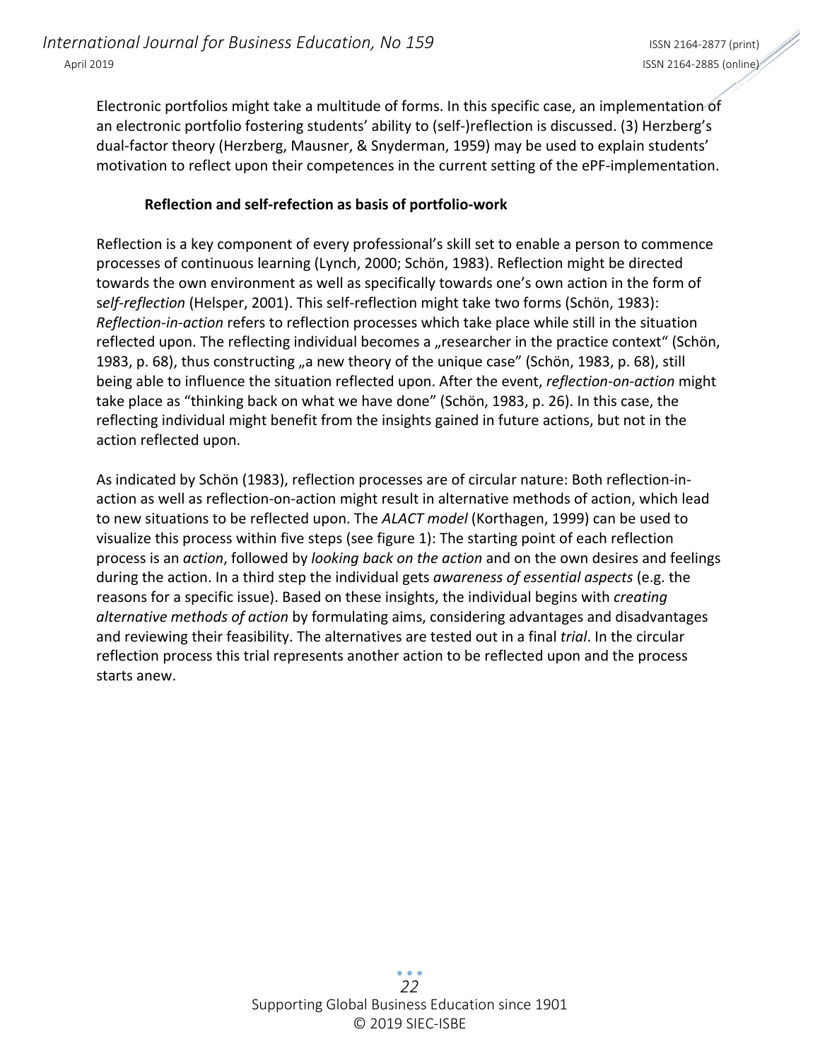Electronic portfolios might take a multitude of forms. In this specific case, an implementation of an electronic portfolio fostering students' ability to (self-)reflection is discussed. (3) Herzberg's dual-factor theory (Herzberg, Mausner, & Snyderman, 1959) may be used to explain students' motivation to reflect upon their competences in the current setting of the ePF-implementation.

## Reflection and self-refection as basis of portfolio-work

Reflection is a key component of every professional's skill set to enable a person to commence processes of continuous learning (Lynch, 2000; Schön, 1983). Reflection might be directed towards the own environment as well as specifically towards one's own action in the form of *self-reflection* (Helsper, 2001). This self-reflection might take two forms (Schön, 1983): *Reflection-in-action* refers to reflection processes which take place while still in the situation reflected upon. The reflecting individual becomes a „researcher in the practice context" (Schön, 1983, p. 68), thus constructing „a new theory of the unique case" (Schön, 1983, p. 68), still being able to influence the situation reflected upon. After the event, *reflection-on-action* might take place as "thinking back on what we have done" (Schön, 1983, p. 26). In this case, the reflecting individual might benefit from the insights gained in future actions, but not in the action reflected upon.

As indicated by Schön (1983), reflection processes are of circular nature: Both reflection-in-action as well as reflection-on-action might result in alternative methods of action, which lead to new situations to be reflected upon. The *ALACT model* (Korthagen, 1999) can be used to visualize this process within five steps (see figure 1): The starting point of each reflection process is an *action*, followed by *looking back on the action* and on the own desires and feelings during the action. In a third step the individual gets *awareness of essential aspects* (e.g. the reasons for a specific issue). Based on these insights, the individual begins with *creating alternative methods of action* by formulating aims, considering advantages and disadvantages and reviewing their feasibility. The alternatives are tested out in a final *trial*. In the circular reflection process this trial represents another action to be reflected upon and the process starts anew.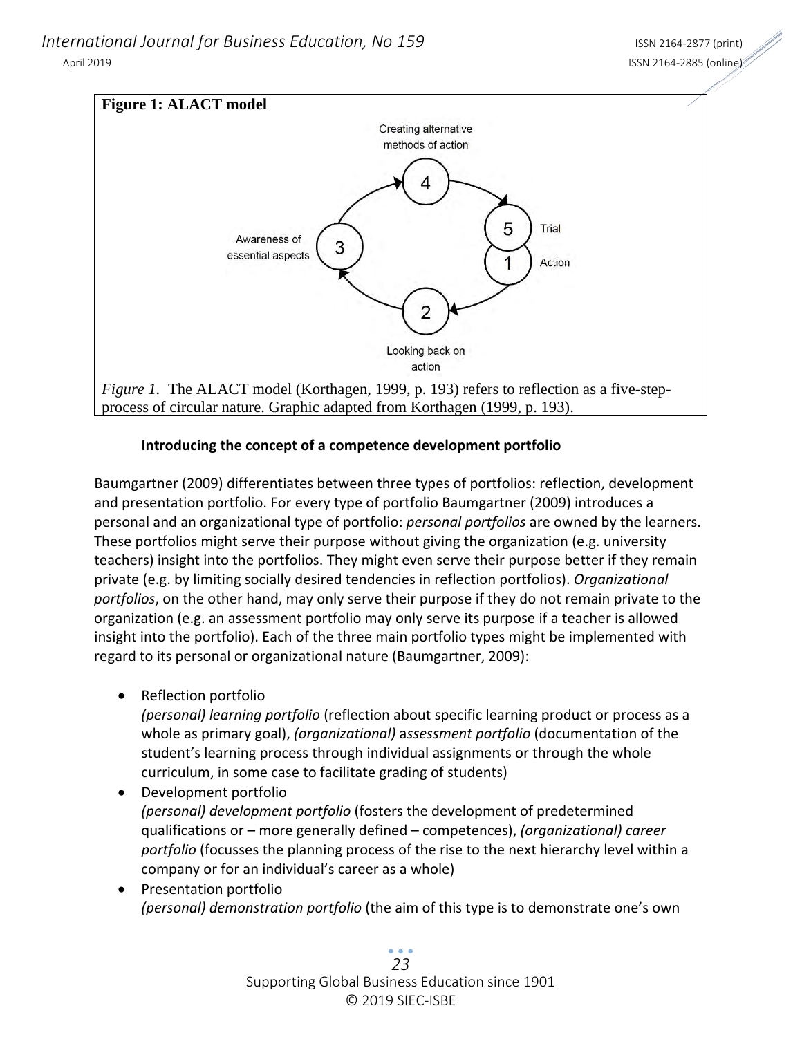**Figure 1: ALACT model**

Creating alternative methods of action

4

5 Trial

Awareness of essential aspects 3

1 Action

2

Looking back on action

*Figure 1.* The ALACT model (Korthagen, 1999, p. 193) refers to reflection as a five-step-process of circular nature. Graphic adapted from Korthagen (1999, p. 193).

### Introducing the concept of a competence development portfolio

Baumgartner (2009) differentiates between three types of portfolios: reflection, development and presentation portfolio. For every type of portfolio Baumgartner (2009) introduces a personal and an organizational type of portfolio: *personal portfolios* are owned by the learners. These portfolios might serve their purpose without giving the organization (e.g. university teachers) insight into the portfolios. They might even serve their purpose better if they remain private (e.g. by limiting socially desired tendencies in reflection portfolios). *Organizational portfolios*, on the other hand, may only serve their purpose if they do not remain private to the organization (e.g. an assessment portfolio may only serve its purpose if a teacher is allowed insight into the portfolio). Each of the three main portfolio types might be implemented with regard to its personal or organizational nature (Baumgartner, 2009):

- Reflection portfolio
  *(personal) learning portfolio* (reflection about specific learning product or process as a whole as primary goal), *(organizational)* a*ssessment portfolio* (documentation of the student's learning process through individual assignments or through the whole curriculum, in some case to facilitate grading of students)
- Development portfolio
  *(personal) development portfolio* (fosters the development of predetermined qualifications or – more generally defined – competences), *(organizational) career portfolio* (focusses the planning process of the rise to the next hierarchy level within a company or for an individual's career as a whole)
- Presentation portfolio
  *(personal) demonstration portfolio* (the aim of this type is to demonstrate one's own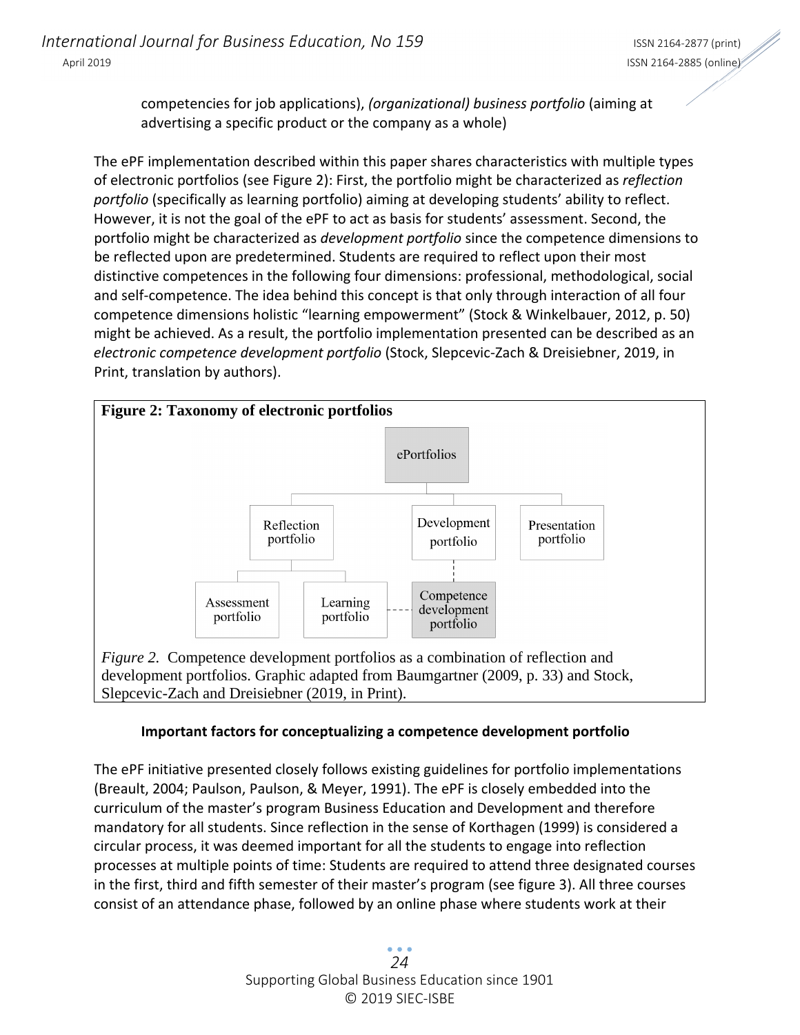competencies for job applications), *(organizational) business portfolio* (aiming at advertising a specific product or the company as a whole)

The ePF implementation described within this paper shares characteristics with multiple types of electronic portfolios (see Figure 2): First, the portfolio might be characterized as *reflection portfolio* (specifically as learning portfolio) aiming at developing students' ability to reflect. However, it is not the goal of the ePF to act as basis for students' assessment. Second, the portfolio might be characterized as *development portfolio* since the competence dimensions to be reflected upon are predetermined. Students are required to reflect upon their most distinctive competences in the following four dimensions: professional, methodological, social and self-competence. The idea behind this concept is that only through interaction of all four competence dimensions holistic "learning empowerment" (Stock & Winkelbauer, 2012, p. 50) might be achieved. As a result, the portfolio implementation presented can be described as an *electronic competence development portfolio* (Stock, Slepcevic-Zach & Dreisiebner, 2019, in Print, translation by authors).

**Figure 2: Taxonomy of electronic portfolios**

ePortfolios
- Reflection portfolio
  - Assessment portfolio
  - Learning portfolio
- Development portfolio
  - Competence development portfolio (linked to Learning portfolio)
- Presentation portfolio

*Figure 2.* Competence development portfolios as a combination of reflection and development portfolios. Graphic adapted from Baumgartner (2009, p. 33) and Stock, Slepcevic-Zach and Dreisiebner (2019, in Print).

### Important factors for conceptualizing a competence development portfolio

The ePF initiative presented closely follows existing guidelines for portfolio implementations (Breault, 2004; Paulson, Paulson, & Meyer, 1991). The ePF is closely embedded into the curriculum of the master's program Business Education and Development and therefore mandatory for all students. Since reflection in the sense of Korthagen (1999) is considered a circular process, it was deemed important for all the students to engage into reflection processes at multiple points of time: Students are required to attend three designated courses in the first, third and fifth semester of their master's program (see figure 3). All three courses consist of an attendance phase, followed by an online phase where students work at their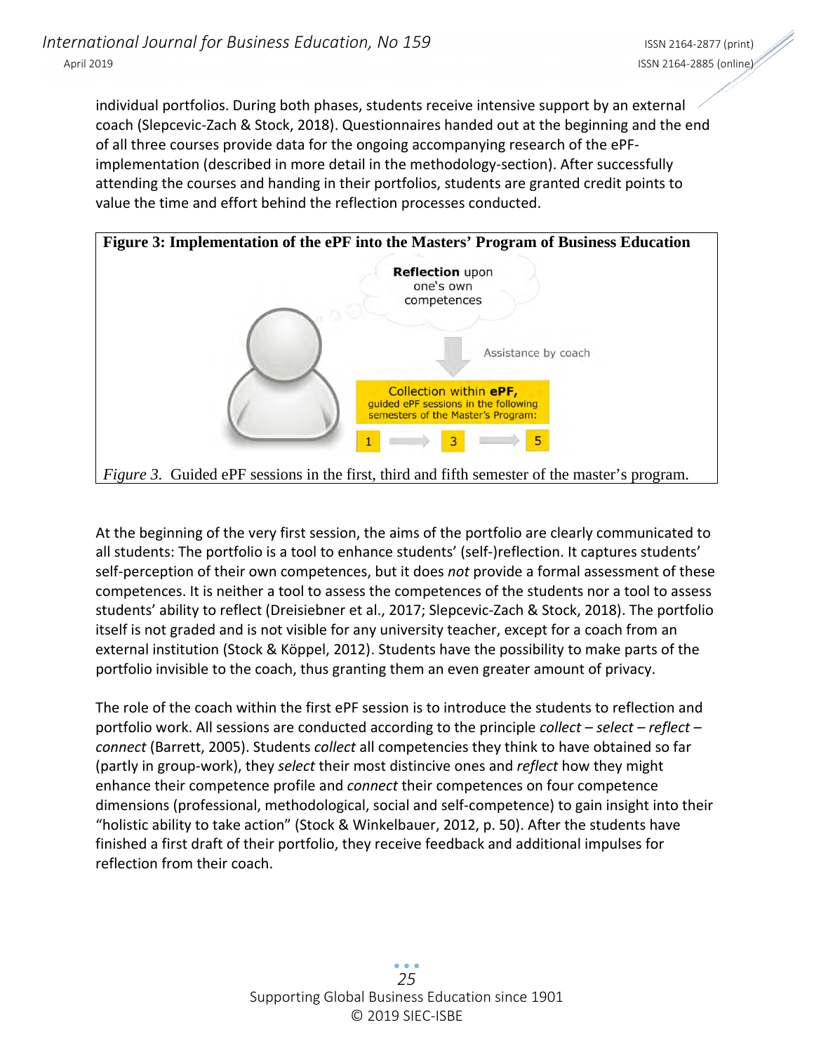individual portfolios. During both phases, students receive intensive support by an external coach (Slepcevic-Zach & Stock, 2018). Questionnaires handed out at the beginning and the end of all three courses provide data for the ongoing accompanying research of the ePF-implementation (described in more detail in the methodology-section). After successfully attending the courses and handing in their portfolios, students are granted credit points to value the time and effort behind the reflection processes conducted.

**Figure 3: Implementation of the ePF into the Masters' Program of Business Education**

**Reflection** upon one's own competences

Assistance by coach

Collection within **ePF**, guided ePF sessions in the following semesters of the Master's Program:

1 → 3 → 5

*Figure 3.* Guided ePF sessions in the first, third and fifth semester of the master's program.

At the beginning of the very first session, the aims of the portfolio are clearly communicated to all students: The portfolio is a tool to enhance students' (self-)reflection. It captures students' self-perception of their own competences, but it does *not* provide a formal assessment of these competences. It is neither a tool to assess the competences of the students nor a tool to assess students' ability to reflect (Dreisiebner et al., 2017; Slepcevic-Zach & Stock, 2018). The portfolio itself is not graded and is not visible for any university teacher, except for a coach from an external institution (Stock & Köppel, 2012). Students have the possibility to make parts of the portfolio invisible to the coach, thus granting them an even greater amount of privacy.

The role of the coach within the first ePF session is to introduce the students to reflection and portfolio work. All sessions are conducted according to the principle *collect – select – reflect – connect* (Barrett, 2005). Students *collect* all competencies they think to have obtained so far (partly in group-work), they *select* their most distincive ones and *reflect* how they might enhance their competence profile and *connect* their competences on four competence dimensions (professional, methodological, social and self-competence) to gain insight into their "holistic ability to take action" (Stock & Winkelbauer, 2012, p. 50). After the students have finished a first draft of their portfolio, they receive feedback and additional impulses for reflection from their coach.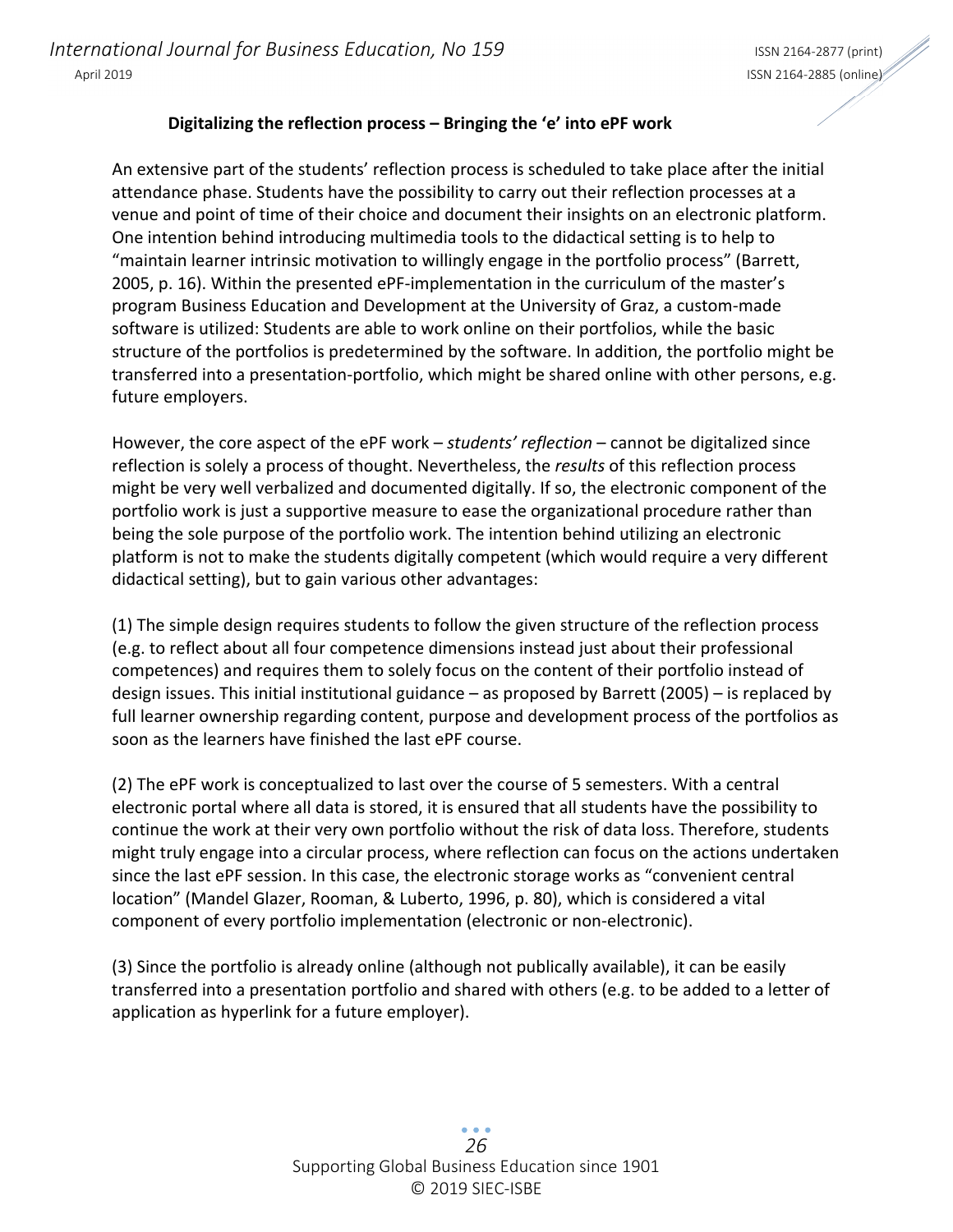**Digitalizing the reflection process – Bringing the 'e' into ePF work**

An extensive part of the students' reflection process is scheduled to take place after the initial attendance phase. Students have the possibility to carry out their reflection processes at a venue and point of time of their choice and document their insights on an electronic platform. One intention behind introducing multimedia tools to the didactical setting is to help to "maintain learner intrinsic motivation to willingly engage in the portfolio process" (Barrett, 2005, p. 16). Within the presented ePF-implementation in the curriculum of the master's program Business Education and Development at the University of Graz, a custom-made software is utilized: Students are able to work online on their portfolios, while the basic structure of the portfolios is predetermined by the software. In addition, the portfolio might be transferred into a presentation-portfolio, which might be shared online with other persons, e.g. future employers.

However, the core aspect of the ePF work – *students' reflection* – cannot be digitalized since reflection is solely a process of thought. Nevertheless, the *results* of this reflection process might be very well verbalized and documented digitally. If so, the electronic component of the portfolio work is just a supportive measure to ease the organizational procedure rather than being the sole purpose of the portfolio work. The intention behind utilizing an electronic platform is not to make the students digitally competent (which would require a very different didactical setting), but to gain various other advantages:

(1) The simple design requires students to follow the given structure of the reflection process (e.g. to reflect about all four competence dimensions instead just about their professional competences) and requires them to solely focus on the content of their portfolio instead of design issues. This initial institutional guidance – as proposed by Barrett (2005) – is replaced by full learner ownership regarding content, purpose and development process of the portfolios as soon as the learners have finished the last ePF course.

(2) The ePF work is conceptualized to last over the course of 5 semesters. With a central electronic portal where all data is stored, it is ensured that all students have the possibility to continue the work at their very own portfolio without the risk of data loss. Therefore, students might truly engage into a circular process, where reflection can focus on the actions undertaken since the last ePF session. In this case, the electronic storage works as "convenient central location" (Mandel Glazer, Rooman, & Luberto, 1996, p. 80), which is considered a vital component of every portfolio implementation (electronic or non-electronic).

(3) Since the portfolio is already online (although not publically available), it can be easily transferred into a presentation portfolio and shared with others (e.g. to be added to a letter of application as hyperlink for a future employer).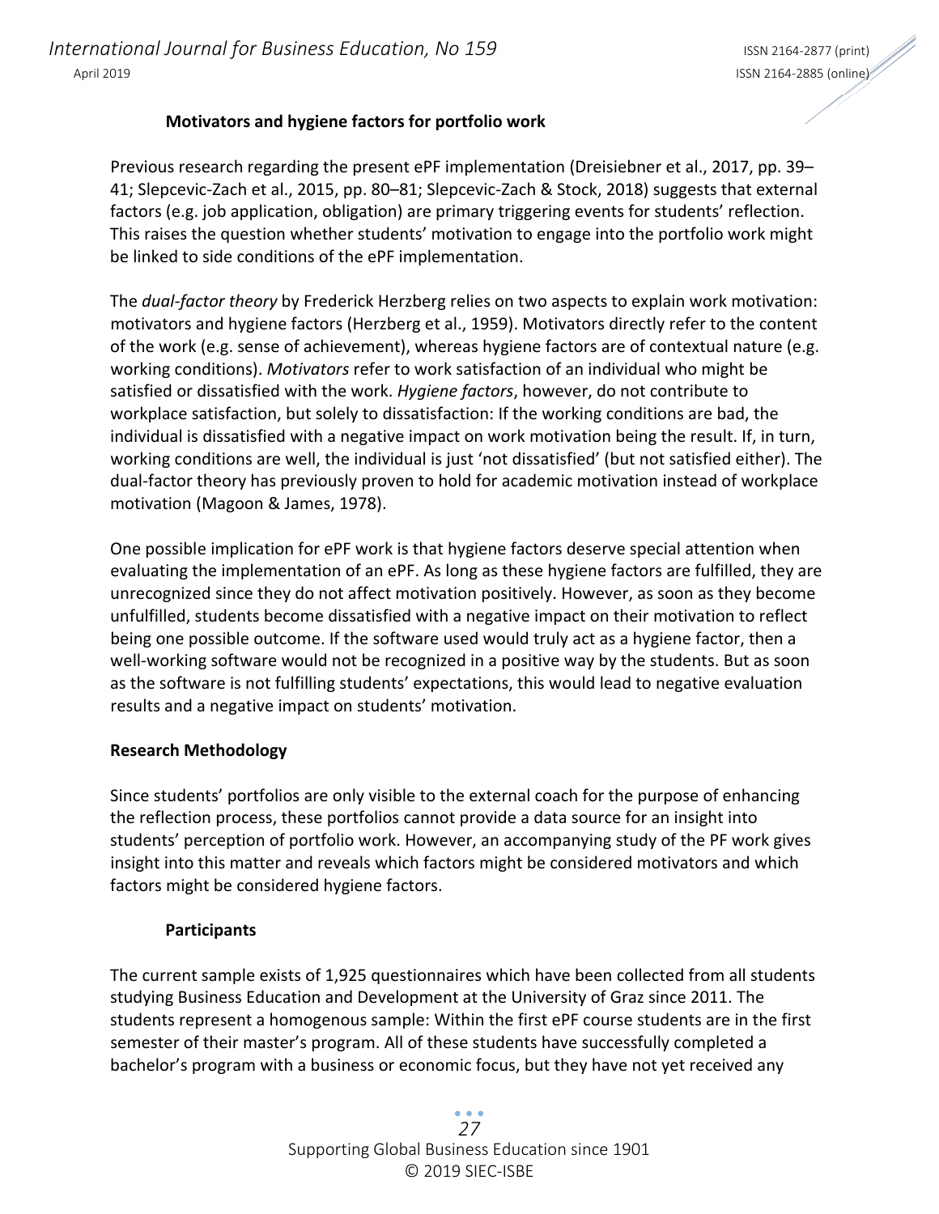### Motivators and hygiene factors for portfolio work

Previous research regarding the present ePF implementation (Dreisiebner et al., 2017, pp. 39–41; Slepcevic-Zach et al., 2015, pp. 80–81; Slepcevic-Zach & Stock, 2018) suggests that external factors (e.g. job application, obligation) are primary triggering events for students' reflection. This raises the question whether students' motivation to engage into the portfolio work might be linked to side conditions of the ePF implementation.

The *dual-factor theory* by Frederick Herzberg relies on two aspects to explain work motivation: motivators and hygiene factors (Herzberg et al., 1959). Motivators directly refer to the content of the work (e.g. sense of achievement), whereas hygiene factors are of contextual nature (e.g. working conditions). *Motivators* refer to work satisfaction of an individual who might be satisfied or dissatisfied with the work. *Hygiene factors*, however, do not contribute to workplace satisfaction, but solely to dissatisfaction: If the working conditions are bad, the individual is dissatisfied with a negative impact on work motivation being the result. If, in turn, working conditions are well, the individual is just 'not dissatisfied' (but not satisfied either). The dual-factor theory has previously proven to hold for academic motivation instead of workplace motivation (Magoon & James, 1978).

One possible implication for ePF work is that hygiene factors deserve special attention when evaluating the implementation of an ePF. As long as these hygiene factors are fulfilled, they are unrecognized since they do not affect motivation positively. However, as soon as they become unfulfilled, students become dissatisfied with a negative impact on their motivation to reflect being one possible outcome. If the software used would truly act as a hygiene factor, then a well-working software would not be recognized in a positive way by the students. But as soon as the software is not fulfilling students' expectations, this would lead to negative evaluation results and a negative impact on students' motivation.

## Research Methodology

Since students' portfolios are only visible to the external coach for the purpose of enhancing the reflection process, these portfolios cannot provide a data source for an insight into students' perception of portfolio work. However, an accompanying study of the PF work gives insight into this matter and reveals which factors might be considered motivators and which factors might be considered hygiene factors.

### Participants

The current sample exists of 1,925 questionnaires which have been collected from all students studying Business Education and Development at the University of Graz since 2011. The students represent a homogenous sample: Within the first ePF course students are in the first semester of their master's program. All of these students have successfully completed a bachelor's program with a business or economic focus, but they have not yet received any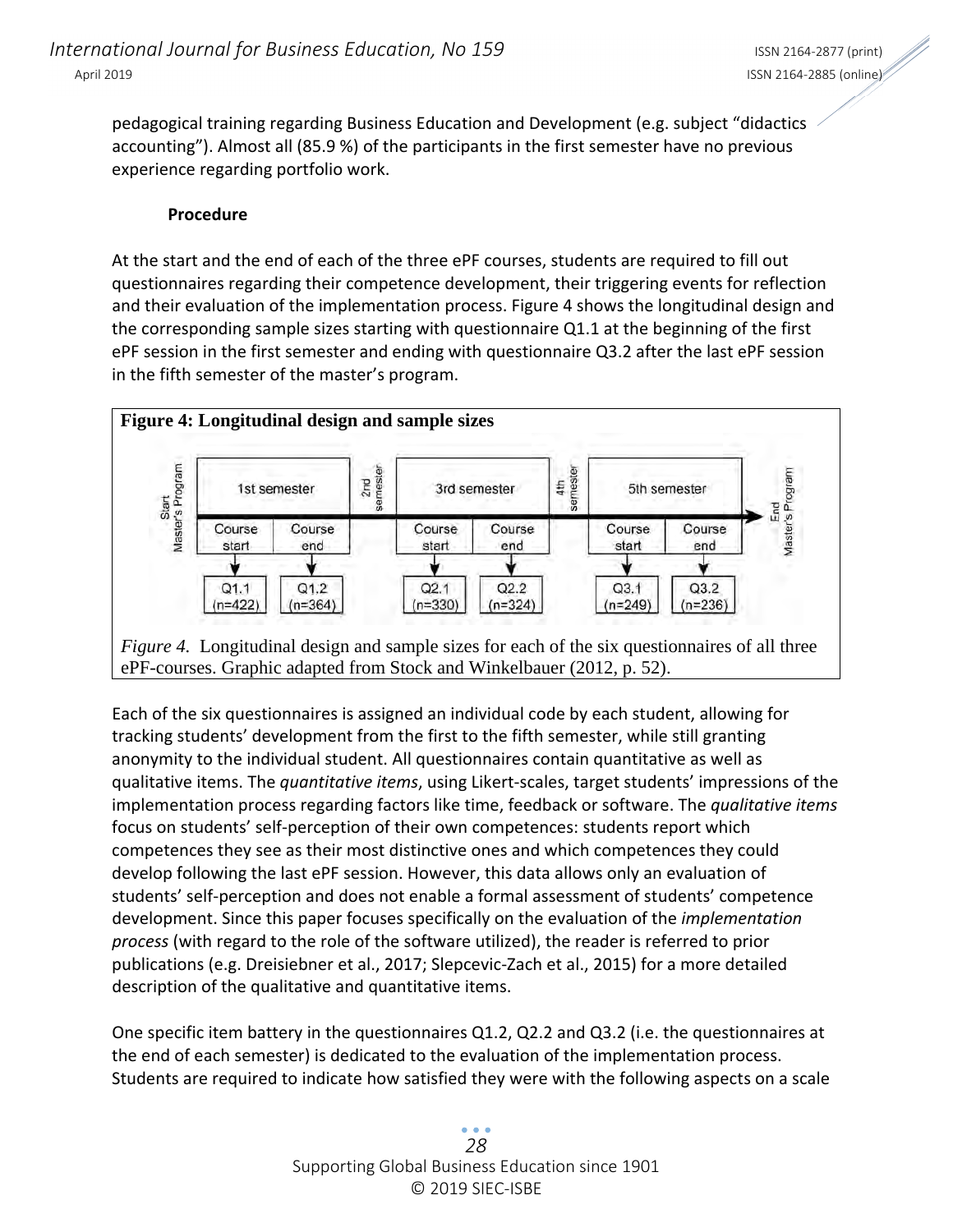pedagogical training regarding Business Education and Development (e.g. subject "didactics accounting"). Almost all (85.9 %) of the participants in the first semester have no previous experience regarding portfolio work.

### Procedure

At the start and the end of each of the three ePF courses, students are required to fill out questionnaires regarding their competence development, their triggering events for reflection and their evaluation of the implementation process. Figure 4 shows the longitudinal design and the corresponding sample sizes starting with questionnaire Q1.1 at the beginning of the first ePF session in the first semester and ending with questionnaire Q3.2 after the last ePF session in the fifth semester of the master's program.

**Figure 4: Longitudinal design and sample sizes**

| Start Master's Program | 1st semester | | 2nd semester | 3rd semester | | 4th semester | 5th semester | | End Master's Program |
|---|---|---|---|---|---|---|---|---|---|
| | Course start | Course end | | Course start | Course end | | Course start | Course end | |
| | Q1.1 (n=422) | Q1.2 (n=364) | | Q2.1 (n=330) | Q2.2 (n=324) | | Q3.1 (n=249) | Q3.2 (n=236) | |

*Figure 4.* Longitudinal design and sample sizes for each of the six questionnaires of all three ePF-courses. Graphic adapted from Stock and Winkelbauer (2012, p. 52).

Each of the six questionnaires is assigned an individual code by each student, allowing for tracking students' development from the first to the fifth semester, while still granting anonymity to the individual student. All questionnaires contain quantitative as well as qualitative items. The *quantitative items*, using Likert-scales, target students' impressions of the implementation process regarding factors like time, feedback or software. The *qualitative items* focus on students' self-perception of their own competences: students report which competences they see as their most distinctive ones and which competences they could develop following the last ePF session. However, this data allows only an evaluation of students' self-perception and does not enable a formal assessment of students' competence development. Since this paper focuses specifically on the evaluation of the *implementation process* (with regard to the role of the software utilized), the reader is referred to prior publications (e.g. Dreisiebner et al., 2017; Slepcevic-Zach et al., 2015) for a more detailed description of the qualitative and quantitative items.

One specific item battery in the questionnaires Q1.2, Q2.2 and Q3.2 (i.e. the questionnaires at the end of each semester) is dedicated to the evaluation of the implementation process. Students are required to indicate how satisfied they were with the following aspects on a scale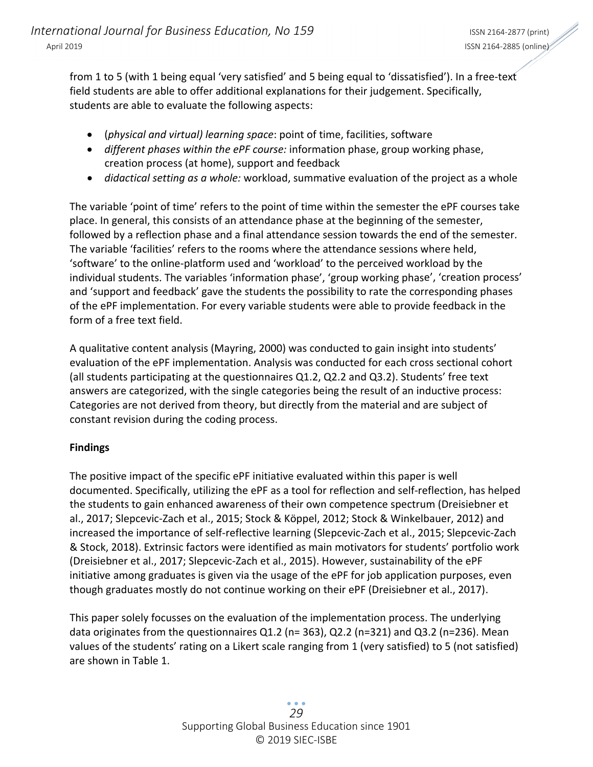from 1 to 5 (with 1 being equal 'very satisfied' and 5 being equal to 'dissatisfied'). In a free-text field students are able to offer additional explanations for their judgement. Specifically, students are able to evaluate the following aspects:

- (*physical and virtual) learning space*: point of time, facilities, software
- *different phases within the ePF course:* information phase, group working phase, creation process (at home), support and feedback
- *didactical setting as a whole:* workload, summative evaluation of the project as a whole

The variable 'point of time' refers to the point of time within the semester the ePF courses take place. In general, this consists of an attendance phase at the beginning of the semester, followed by a reflection phase and a final attendance session towards the end of the semester. The variable 'facilities' refers to the rooms where the attendance sessions where held, 'software' to the online-platform used and 'workload' to the perceived workload by the individual students. The variables 'information phase', 'group working phase', 'creation process' and 'support and feedback' gave the students the possibility to rate the corresponding phases of the ePF implementation. For every variable students were able to provide feedback in the form of a free text field.

A qualitative content analysis (Mayring, 2000) was conducted to gain insight into students' evaluation of the ePF implementation. Analysis was conducted for each cross sectional cohort (all students participating at the questionnaires Q1.2, Q2.2 and Q3.2). Students' free text answers are categorized, with the single categories being the result of an inductive process: Categories are not derived from theory, but directly from the material and are subject of constant revision during the coding process.

**Findings**

The positive impact of the specific ePF initiative evaluated within this paper is well documented. Specifically, utilizing the ePF as a tool for reflection and self-reflection, has helped the students to gain enhanced awareness of their own competence spectrum (Dreisiebner et al., 2017; Slepcevic-Zach et al., 2015; Stock & Köppel, 2012; Stock & Winkelbauer, 2012) and increased the importance of self-reflective learning (Slepcevic-Zach et al., 2015; Slepcevic-Zach & Stock, 2018). Extrinsic factors were identified as main motivators for students' portfolio work (Dreisiebner et al., 2017; Slepcevic-Zach et al., 2015). However, sustainability of the ePF initiative among graduates is given via the usage of the ePF for job application purposes, even though graduates mostly do not continue working on their ePF (Dreisiebner et al., 2017).

This paper solely focusses on the evaluation of the implementation process. The underlying data originates from the questionnaires Q1.2 (n= 363), Q2.2 (n=321) and Q3.2 (n=236). Mean values of the students' rating on a Likert scale ranging from 1 (very satisfied) to 5 (not satisfied) are shown in Table 1.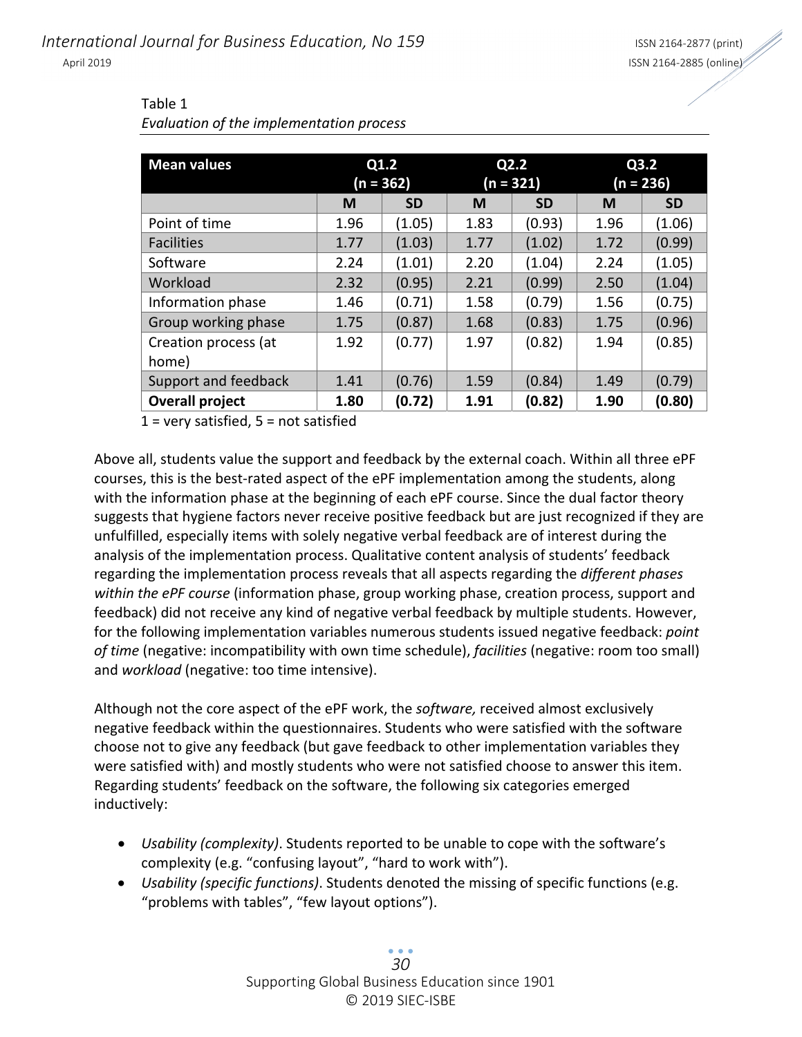Table 1

*Evaluation of the implementation process*

| Mean values | Q1.2 (n = 362) | | Q2.2 (n = 321) | | Q3.2 (n = 236) | |
|---|---|---|---|---|---|---|
| | M | SD | M | SD | M | SD |
| Point of time | 1.96 | (1.05) | 1.83 | (0.93) | 1.96 | (1.06) |
| Facilities | 1.77 | (1.03) | 1.77 | (1.02) | 1.72 | (0.99) |
| Software | 2.24 | (1.01) | 2.20 | (1.04) | 2.24 | (1.05) |
| Workload | 2.32 | (0.95) | 2.21 | (0.99) | 2.50 | (1.04) |
| Information phase | 1.46 | (0.71) | 1.58 | (0.79) | 1.56 | (0.75) |
| Group working phase | 1.75 | (0.87) | 1.68 | (0.83) | 1.75 | (0.96) |
| Creation process (at home) | 1.92 | (0.77) | 1.97 | (0.82) | 1.94 | (0.85) |
| Support and feedback | 1.41 | (0.76) | 1.59 | (0.84) | 1.49 | (0.79) |
| **Overall project** | **1.80** | **(0.72)** | **1.91** | **(0.82)** | **1.90** | **(0.80)** |

1 = very satisfied, 5 = not satisfied

Above all, students value the support and feedback by the external coach. Within all three ePF courses, this is the best-rated aspect of the ePF implementation among the students, along with the information phase at the beginning of each ePF course. Since the dual factor theory suggests that hygiene factors never receive positive feedback but are just recognized if they are unfulfilled, especially items with solely negative verbal feedback are of interest during the analysis of the implementation process. Qualitative content analysis of students' feedback regarding the implementation process reveals that all aspects regarding the *different phases within the ePF course* (information phase, group working phase, creation process, support and feedback) did not receive any kind of negative verbal feedback by multiple students. However, for the following implementation variables numerous students issued negative feedback: *point of time* (negative: incompatibility with own time schedule), *facilities* (negative: room too small) and *workload* (negative: too time intensive).

Although not the core aspect of the ePF work, the *software,* received almost exclusively negative feedback within the questionnaires. Students who were satisfied with the software choose not to give any feedback (but gave feedback to other implementation variables they were satisfied with) and mostly students who were not satisfied choose to answer this item. Regarding students' feedback on the software, the following six categories emerged inductively:

- *Usability (complexity)*. Students reported to be unable to cope with the software's complexity (e.g. "confusing layout", "hard to work with").
- *Usability (specific functions)*. Students denoted the missing of specific functions (e.g. "problems with tables", "few layout options").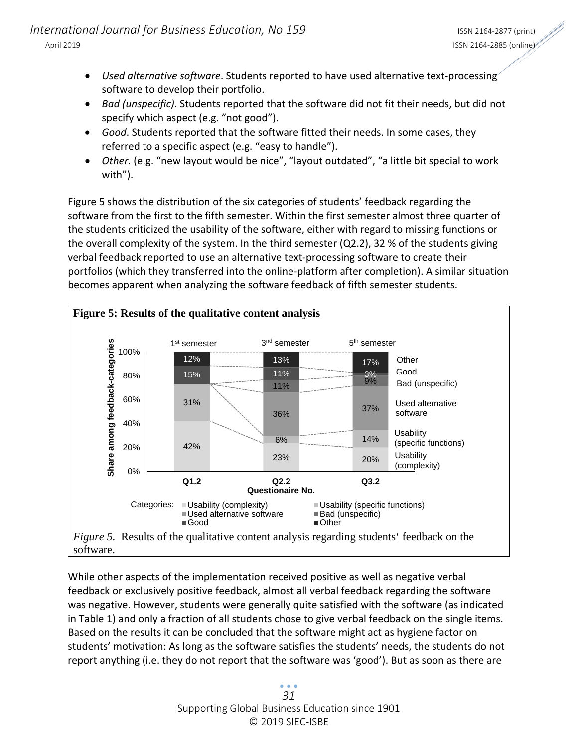- *Used alternative software*. Students reported to have used alternative text-processing software to develop their portfolio.
- *Bad (unspecific)*. Students reported that the software did not fit their needs, but did not specify which aspect (e.g. "not good").
- *Good*. Students reported that the software fitted their needs. In some cases, they referred to a specific aspect (e.g. "easy to handle").
- *Other.* (e.g. "new layout would be nice", "layout outdated", "a little bit special to work with").

Figure 5 shows the distribution of the six categories of students' feedback regarding the software from the first to the fifth semester. Within the first semester almost three quarter of the students criticized the usability of the software, either with regard to missing functions or the overall complexity of the system. In the third semester (Q2.2), 32 % of the students giving verbal feedback reported to use an alternative text-processing software to create their portfolios (which they transferred into the online-platform after completion). A similar situation becomes apparent when analyzing the software feedback of fifth semester students.

**Figure 5: Results of the qualitative content analysis**

| Category | Q1.2 (1st semester) | Q2.2 (3rd semester) | Q3.2 (5th semester) |
|---|---|---|---|
| Other | 12% | 13% | 17% |
| Good | 15% | 11% | 3% |
| Bad (unspecific) | | 11% | 9% |
| Used alternative software | | 36% | 37% |
| Usability (specific functions) | 31% | 6% | 14% |
| Usability (complexity) | 42% | 23% | 20% |

*Figure 5.* Results of the qualitative content analysis regarding students' feedback on the software.

While other aspects of the implementation received positive as well as negative verbal feedback or exclusively positive feedback, almost all verbal feedback regarding the software was negative. However, students were generally quite satisfied with the software (as indicated in Table 1) and only a fraction of all students chose to give verbal feedback on the single items. Based on the results it can be concluded that the software might act as hygiene factor on students' motivation: As long as the software satisfies the students' needs, the students do not report anything (i.e. they do not report that the software was 'good'). But as soon as there are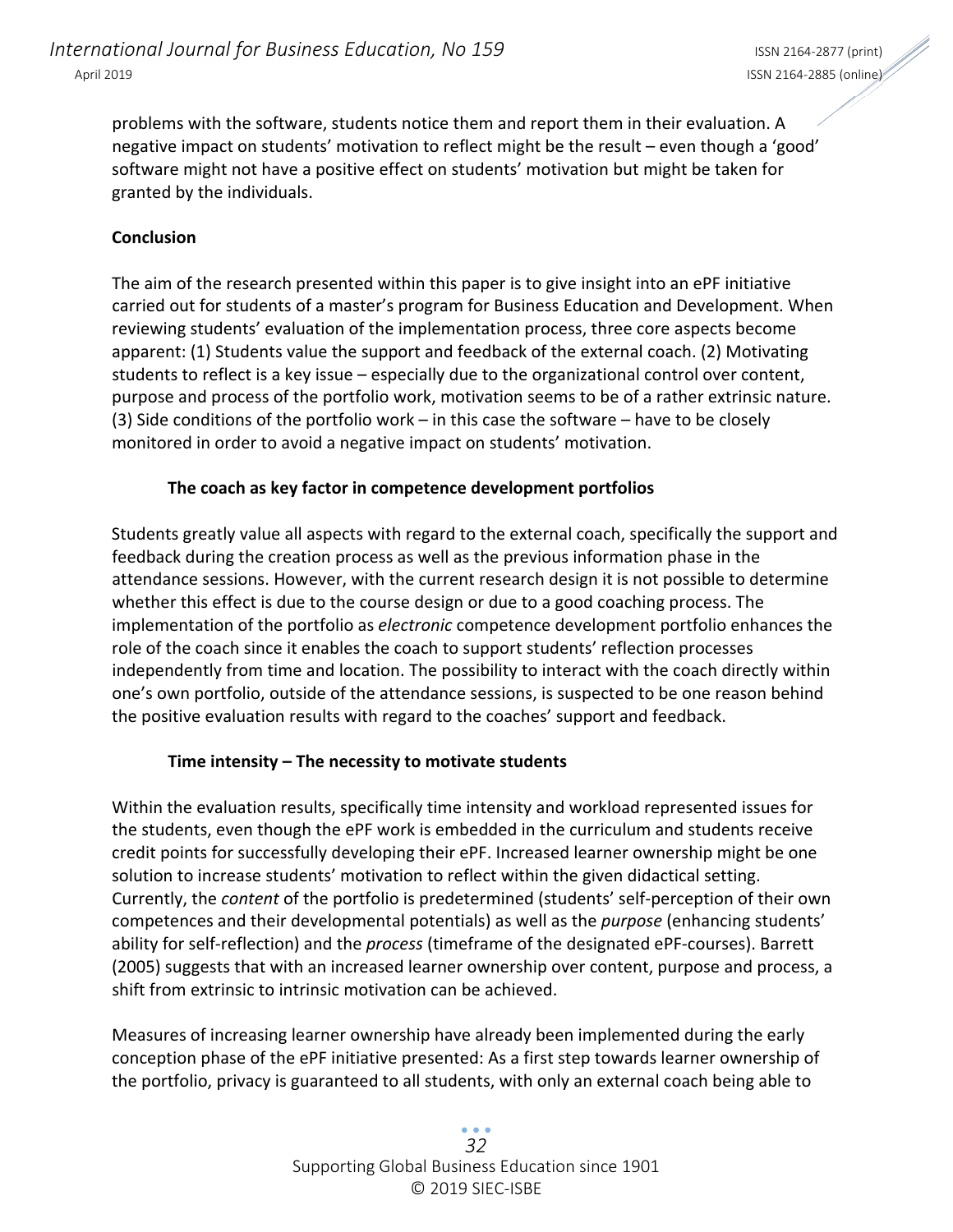problems with the software, students notice them and report them in their evaluation. A negative impact on students' motivation to reflect might be the result – even though a 'good' software might not have a positive effect on students' motivation but might be taken for granted by the individuals.

## Conclusion

The aim of the research presented within this paper is to give insight into an ePF initiative carried out for students of a master's program for Business Education and Development. When reviewing students' evaluation of the implementation process, three core aspects become apparent: (1) Students value the support and feedback of the external coach. (2) Motivating students to reflect is a key issue – especially due to the organizational control over content, purpose and process of the portfolio work, motivation seems to be of a rather extrinsic nature. (3) Side conditions of the portfolio work – in this case the software – have to be closely monitored in order to avoid a negative impact on students' motivation.

### The coach as key factor in competence development portfolios

Students greatly value all aspects with regard to the external coach, specifically the support and feedback during the creation process as well as the previous information phase in the attendance sessions. However, with the current research design it is not possible to determine whether this effect is due to the course design or due to a good coaching process. The implementation of the portfolio as *electronic* competence development portfolio enhances the role of the coach since it enables the coach to support students' reflection processes independently from time and location. The possibility to interact with the coach directly within one's own portfolio, outside of the attendance sessions, is suspected to be one reason behind the positive evaluation results with regard to the coaches' support and feedback.

### Time intensity – The necessity to motivate students

Within the evaluation results, specifically time intensity and workload represented issues for the students, even though the ePF work is embedded in the curriculum and students receive credit points for successfully developing their ePF. Increased learner ownership might be one solution to increase students' motivation to reflect within the given didactical setting. Currently, the *content* of the portfolio is predetermined (students' self-perception of their own competences and their developmental potentials) as well as the *purpose* (enhancing students' ability for self-reflection) and the *process* (timeframe of the designated ePF-courses). Barrett (2005) suggests that with an increased learner ownership over content, purpose and process, a shift from extrinsic to intrinsic motivation can be achieved.

Measures of increasing learner ownership have already been implemented during the early conception phase of the ePF initiative presented: As a first step towards learner ownership of the portfolio, privacy is guaranteed to all students, with only an external coach being able to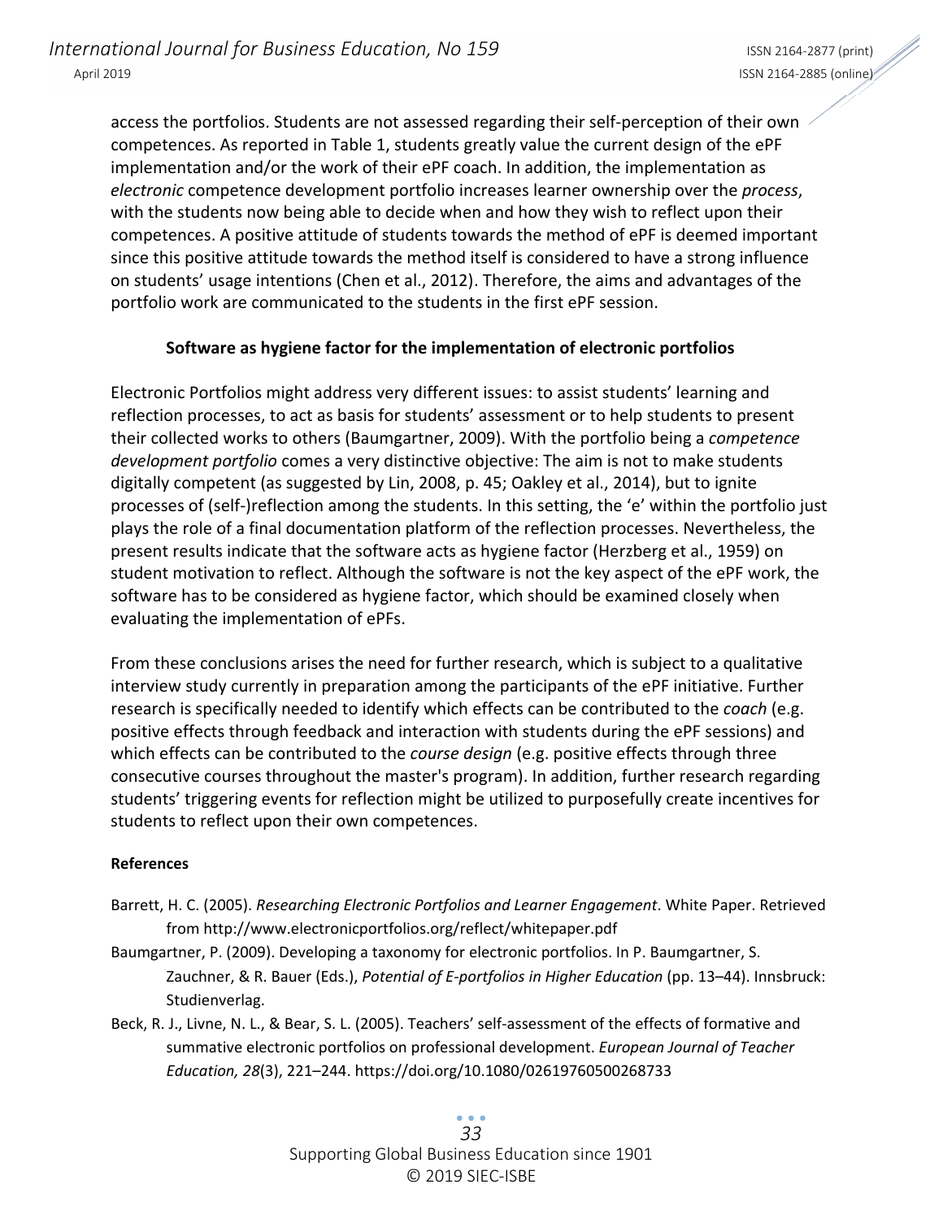access the portfolios. Students are not assessed regarding their self-perception of their own competences. As reported in Table 1, students greatly value the current design of the ePF implementation and/or the work of their ePF coach. In addition, the implementation as *electronic* competence development portfolio increases learner ownership over the *process*, with the students now being able to decide when and how they wish to reflect upon their competences. A positive attitude of students towards the method of ePF is deemed important since this positive attitude towards the method itself is considered to have a strong influence on students' usage intentions (Chen et al., 2012). Therefore, the aims and advantages of the portfolio work are communicated to the students in the first ePF session.

### Software as hygiene factor for the implementation of electronic portfolios

Electronic Portfolios might address very different issues: to assist students' learning and reflection processes, to act as basis for students' assessment or to help students to present their collected works to others (Baumgartner, 2009). With the portfolio being a *competence development portfolio* comes a very distinctive objective: The aim is not to make students digitally competent (as suggested by Lin, 2008, p. 45; Oakley et al., 2014), but to ignite processes of (self-)reflection among the students. In this setting, the 'e' within the portfolio just plays the role of a final documentation platform of the reflection processes. Nevertheless, the present results indicate that the software acts as hygiene factor (Herzberg et al., 1959) on student motivation to reflect. Although the software is not the key aspect of the ePF work, the software has to be considered as hygiene factor, which should be examined closely when evaluating the implementation of ePFs.

From these conclusions arises the need for further research, which is subject to a qualitative interview study currently in preparation among the participants of the ePF initiative. Further research is specifically needed to identify which effects can be contributed to the *coach* (e.g. positive effects through feedback and interaction with students during the ePF sessions) and which effects can be contributed to the *course design* (e.g. positive effects through three consecutive courses throughout the master's program). In addition, further research regarding students' triggering events for reflection might be utilized to purposefully create incentives for students to reflect upon their own competences.

#### References

Barrett, H. C. (2005). *Researching Electronic Portfolios and Learner Engagement*. White Paper. Retrieved from http://www.electronicportfolios.org/reflect/whitepaper.pdf

Baumgartner, P. (2009). Developing a taxonomy for electronic portfolios. In P. Baumgartner, S. Zauchner, & R. Bauer (Eds.), *Potential of E-portfolios in Higher Education* (pp. 13–44). Innsbruck: Studienverlag.

Beck, R. J., Livne, N. L., & Bear, S. L. (2005). Teachers' self-assessment of the effects of formative and summative electronic portfolios on professional development. *European Journal of Teacher Education, 28*(3), 221–244. https://doi.org/10.1080/02619760500268733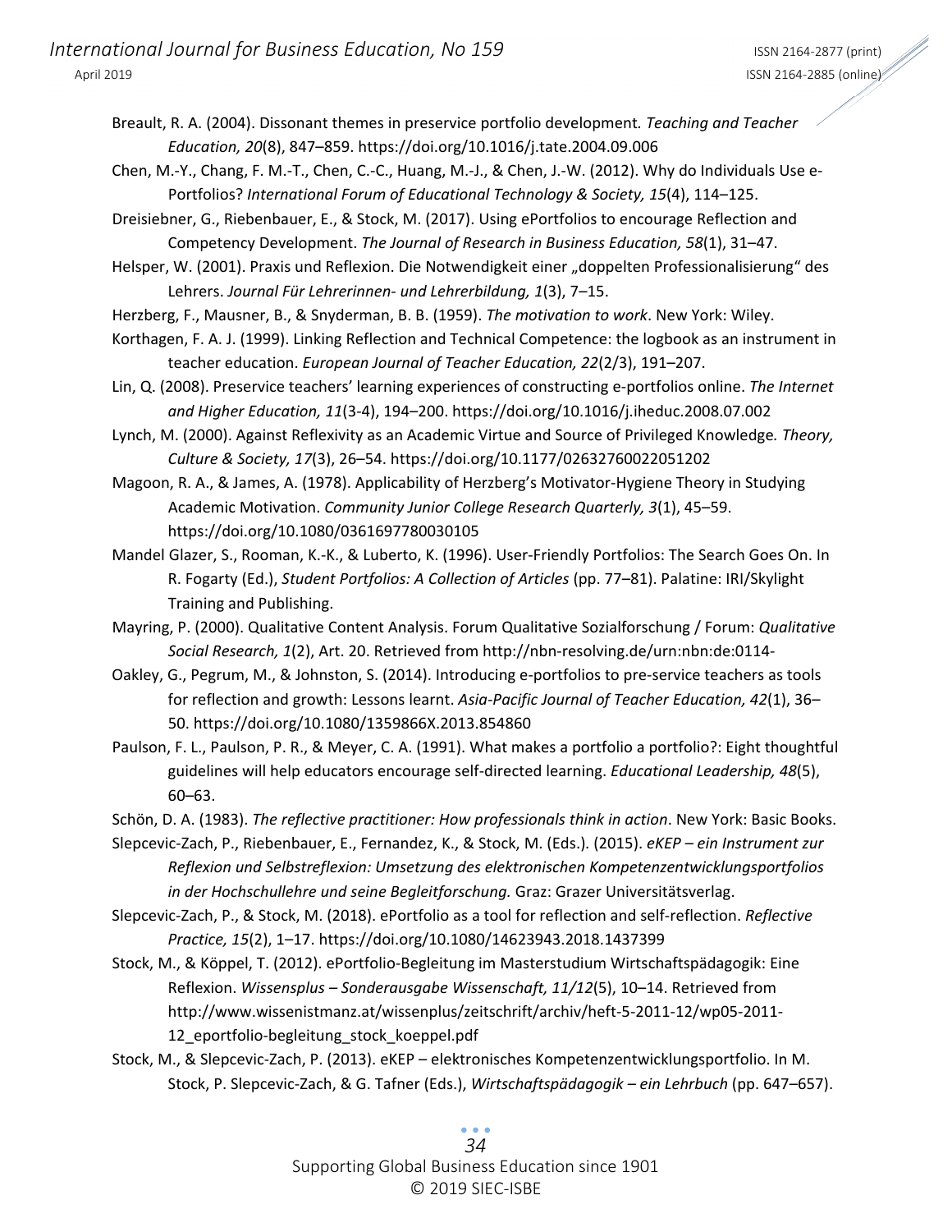Breault, R. A. (2004). Dissonant themes in preservice portfolio development. *Teaching and Teacher Education, 20*(8), 847–859. https://doi.org/10.1016/j.tate.2004.09.006

Chen, M.-Y., Chang, F. M.-T., Chen, C.-C., Huang, M.-J., & Chen, J.-W. (2012). Why do Individuals Use e-Portfolios? *International Forum of Educational Technology & Society, 15*(4), 114–125.

Dreisiebner, G., Riebenbauer, E., & Stock, M. (2017). Using ePortfolios to encourage Reflection and Competency Development. *The Journal of Research in Business Education, 58*(1), 31–47.

Helsper, W. (2001). Praxis und Reflexion. Die Notwendigkeit einer „doppelten Professionalisierung" des Lehrers. *Journal Für Lehrerinnen- und Lehrerbildung, 1*(3), 7–15.

Herzberg, F., Mausner, B., & Snyderman, B. B. (1959). *The motivation to work*. New York: Wiley.

Korthagen, F. A. J. (1999). Linking Reflection and Technical Competence: the logbook as an instrument in teacher education. *European Journal of Teacher Education, 22*(2/3), 191–207.

Lin, Q. (2008). Preservice teachers' learning experiences of constructing e-portfolios online. *The Internet and Higher Education, 11*(3-4), 194–200. https://doi.org/10.1016/j.iheduc.2008.07.002

Lynch, M. (2000). Against Reflexivity as an Academic Virtue and Source of Privileged Knowledge. *Theory, Culture & Society, 17*(3), 26–54. https://doi.org/10.1177/02632760022051202

Magoon, R. A., & James, A. (1978). Applicability of Herzberg's Motivator-Hygiene Theory in Studying Academic Motivation. *Community Junior College Research Quarterly, 3*(1), 45–59. https://doi.org/10.1080/0361697780030105

Mandel Glazer, S., Rooman, K.-K., & Luberto, K. (1996). User-Friendly Portfolios: The Search Goes On. In R. Fogarty (Ed.), *Student Portfolios: A Collection of Articles* (pp. 77–81). Palatine: IRI/Skylight Training and Publishing.

Mayring, P. (2000). Qualitative Content Analysis. Forum Qualitative Sozialforschung / Forum: *Qualitative Social Research, 1*(2), Art. 20. Retrieved from http://nbn-resolving.de/urn:nbn:de:0114-

Oakley, G., Pegrum, M., & Johnston, S. (2014). Introducing e-portfolios to pre-service teachers as tools for reflection and growth: Lessons learnt. *Asia-Pacific Journal of Teacher Education, 42*(1), 36–50. https://doi.org/10.1080/1359866X.2013.854860

Paulson, F. L., Paulson, P. R., & Meyer, C. A. (1991). What makes a portfolio a portfolio?: Eight thoughtful guidelines will help educators encourage self-directed learning. *Educational Leadership, 48*(5), 60–63.

Schön, D. A. (1983). *The reflective practitioner: How professionals think in action*. New York: Basic Books.

Slepcevic-Zach, P., Riebenbauer, E., Fernandez, K., & Stock, M. (Eds.). (2015). *eKEP – ein Instrument zur Reflexion und Selbstreflexion: Umsetzung des elektronischen Kompetenzentwicklungsportfolios in der Hochschullehre und seine Begleitforschung.* Graz: Grazer Universitätsverlag.

Slepcevic-Zach, P., & Stock, M. (2018). ePortfolio as a tool for reflection and self-reflection. *Reflective Practice, 15*(2), 1–17. https://doi.org/10.1080/14623943.2018.1437399

Stock, M., & Köppel, T. (2012). ePortfolio-Begleitung im Masterstudium Wirtschaftspädagogik: Eine Reflexion. *Wissensplus – Sonderausgabe Wissenschaft, 11/12*(5), 10–14. Retrieved from http://www.wissenistmanz.at/wissenplus/zeitschrift/archiv/heft-5-2011-12/wp05-2011-12_eportfolio-begleitung_stock_koeppel.pdf

Stock, M., & Slepcevic-Zach, P. (2013). eKEP – elektronisches Kompetenzentwicklungsportfolio. In M. Stock, P. Slepcevic-Zach, & G. Tafner (Eds.), *Wirtschaftspädagogik – ein Lehrbuch* (pp. 647–657).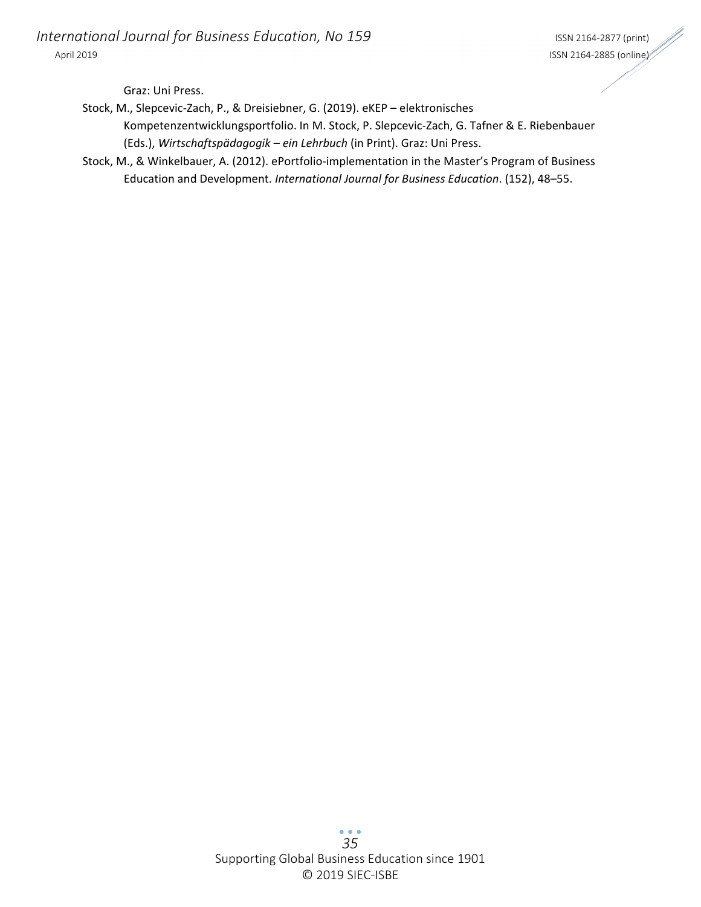Graz: Uni Press.

Stock, M., Slepcevic-Zach, P., & Dreisiebner, G. (2019). eKEP – elektronisches Kompetenzentwicklungsportfolio. In M. Stock, P. Slepcevic-Zach, G. Tafner & E. Riebenbauer (Eds.), *Wirtschaftspädagogik – ein Lehrbuch* (in Print). Graz: Uni Press.

Stock, M., & Winkelbauer, A. (2012). ePortfolio-implementation in the Master's Program of Business Education and Development. *International Journal for Business Education*. (152), 48–55.